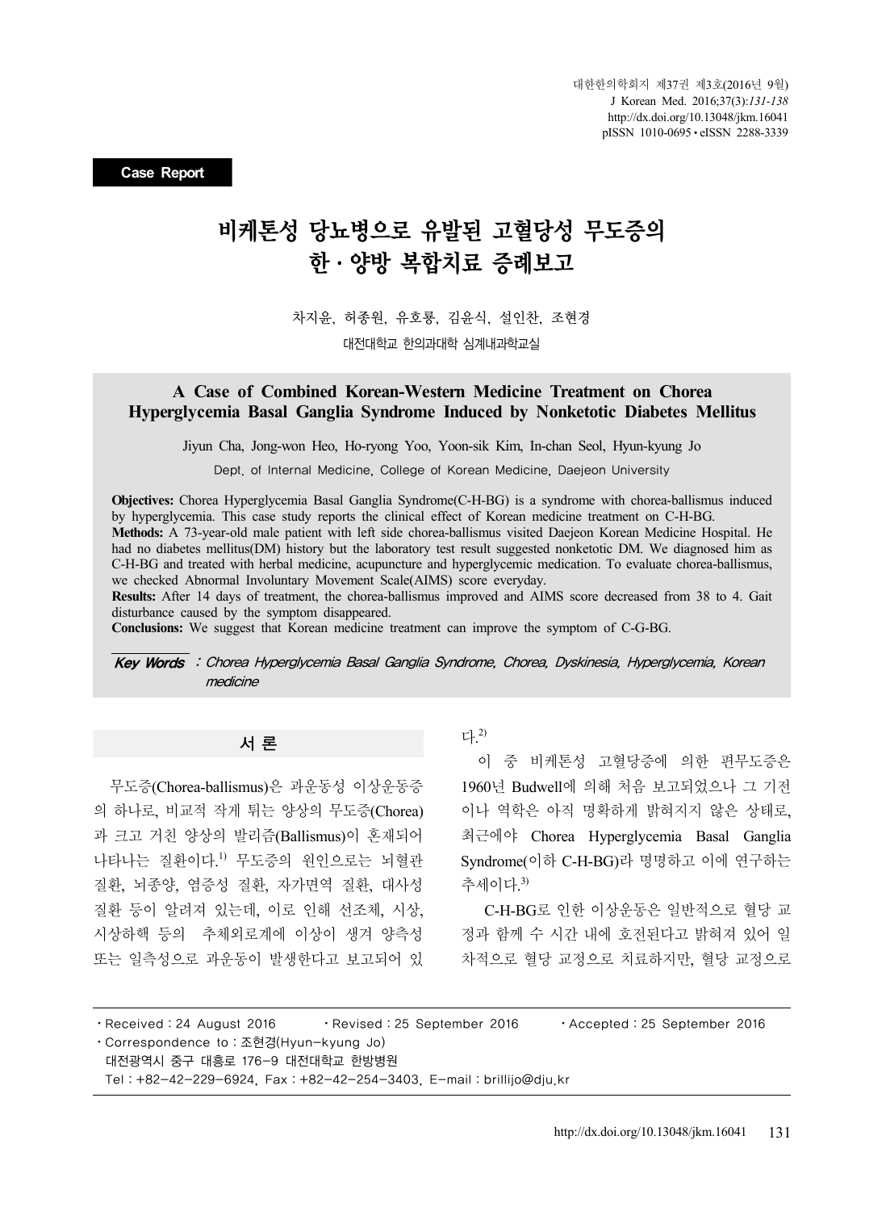**Case Report**

# 비케톤성 당뇨병으로 유발된 고혈당성 무도증의 한·양방 복합치료 증례보고

차지윤, 허종원, 유호룡, 김윤식, 설인찬, 조현경

대전대학교 한의과대학 심계내과학교실

## A Case of Combined Korean-Western Medicine Treatment on Chorea Hyperglycemia Basal Ganglia Syndrome Induced by Nonketotic Diabetes Mellitus

Jiyun Cha, Jong-won Heo, Ho-ryong Yoo, Yoon-sik Kim, In-chan Seol, Hyun-kyung Jo

Dept. of Internal Medicine, College of Korean Medicine, Daejeon University

**Objectives:** Chorea Hyperglycemia Basal Ganglia Syndrome(C-H-BG) is a syndrome with chorea-ballismus induced by hyperglycemia. This case study reports the clinical effect of Korean medicine treatment on C-H-BG.

**Methods:** A 73-year-old male patient with left side chorea-ballismus visited Daejeon Korean Medicine Hospital. He had no diabetes mellitus(DM) history but the laboratory test result suggested nonketotic DM. We diagnosed him as C-H-BG and treated with herbal medicine, acupuncture and hyperglycemic medication. To evaluate chorea-ballismus, we checked Abnormal Involuntary Movement Scale(AIMS) score everyday.

**Results:** After 14 days of treatment, the chorea-ballismus improved and AIMS score decreased from 38 to 4. Gait disturbance caused by the symptom disappeared.

**Conclusions:** We suggest that Korean medicine treatment can improve the symptom of C-G-BG.

***Key Words*** : *Chorea Hyperglycemia Basal Ganglia Syndrome, Chorea, Dyskinesia, Hyperglycemia, Korean medicine*

## 서 론

무도증(Chorea-ballismus)은 과운동성 이상운동증의 하나로, 비교적 작게 튀는 양상의 무도증(Chorea)과 크고 거친 양상의 발리즘(Ballismus)이 혼재되어 나타나는 질환이다.[1] 무도증의 원인으로는 뇌혈관 질환, 뇌종양, 염증성 질환, 자가면역 질환, 대사성 질환 등이 알려져 있는데, 이로 인해 선조체, 시상, 시상하핵 등의 추체외로계에 이상이 생겨 양측성 또는 일측성으로 과운동이 발생한다고 보고되어 있다.[2]

이 중 비케톤성 고혈당증에 의한 편무도증은 1960년 Budwell에 의해 처음 보고되었으나 그 기전이나 역학은 아직 명확하게 밝혀지지 않은 상태로, 최근에야 Chorea Hyperglycemia Basal Ganglia Syndrome(이하 C-H-BG)라 명명하고 이에 연구하는 추세이다.[3]

C-H-BG로 인한 이상운동은 일반적으로 혈당 교정과 함께 수 시간 내에 호전된다고 밝혀져 있어 일차적으로 혈당 교정으로 치료하지만, 혈당 교정으로

- Received : 24 August 2016 · Revised : 25 September 2016 · Accepted : 25 September 2016
- Correspondence to : 조현경(Hyun-kyung Jo)
  대전광역시 중구 대흥로 176-9 대전대학교 한방병원
  Tel : +82-42-229-6924, Fax : +82-42-254-3403, E-mail : brillijo@dju.kr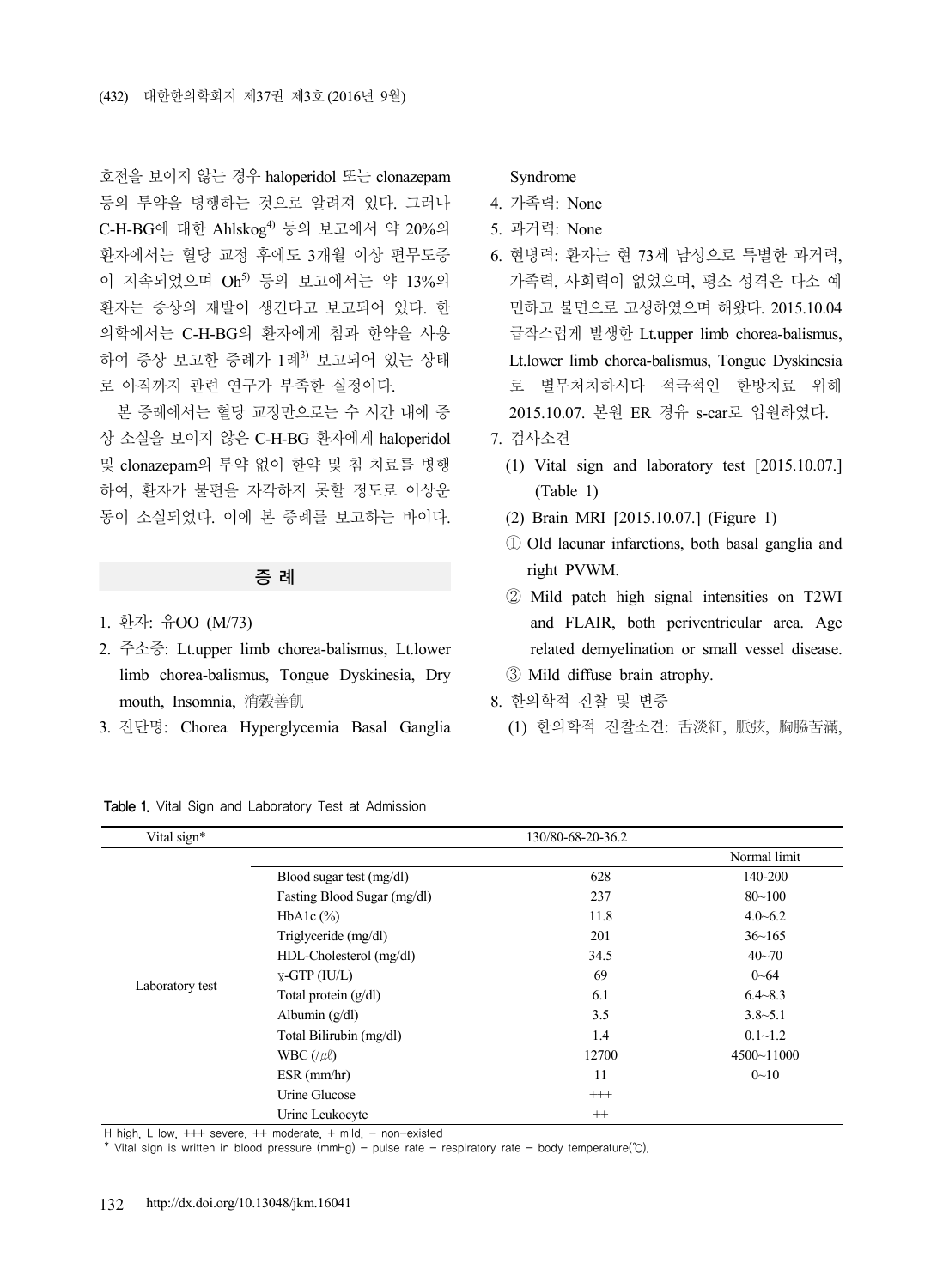호전을 보이지 않는 경우 haloperidol 또는 clonazepam 등의 투약을 병행하는 것으로 알려져 있다. 그러나 C-H-BG에 대한 Ahlskog[4] 등의 보고에서 약 20%의 환자에서는 혈당 교정 후에도 3개월 이상 편무도증이 지속되었으며 Oh[5] 등의 보고에서는 약 13%의 환자는 증상의 재발이 생긴다고 보고되어 있다. 한의학에서는 C-H-BG의 환자에게 침과 한약을 사용하여 증상 보고한 증례가 1례[3] 보고되어 있는 상태로 아직까지 관련 연구가 부족한 실정이다.

본 증례에서는 혈당 교정만으로는 수 시간 내에 증상 소실을 보이지 않은 C-H-BG 환자에게 haloperidol 및 clonazepam의 투약 없이 한약 및 침 치료를 병행하여, 환자가 불편을 자각하지 못할 정도로 이상운동이 소실되었다. 이에 본 증례를 보고하는 바이다.

## 증 례

1. 환자: 유OO (M/73)
2. 주소증: Lt.upper limb chorea-balismus, Lt.lower limb chorea-balismus, Tongue Dyskinesia, Dry mouth, Insomnia, 消穀善飢
3. 진단명: Chorea Hyperglycemia Basal Ganglia Syndrome
4. 가족력: None
5. 과거력: None
6. 현병력: 환자는 현 73세 남성으로 특별한 과거력, 가족력, 사회력이 없었으며, 평소 성격은 다소 예민하고 불면으로 고생하였으며 해왔다. 2015.10.04 급작스럽게 발생한 Lt.upper limb chorea-balismus, Lt.lower limb chorea-balismus, Tongue Dyskinesia로 별무처치하시다 적극적인 한방치료 위해 2015.10.07. 본원 ER 경유 s-car로 입원하였다.
7. 검사소견
   (1) Vital sign and laboratory test [2015.10.07.] (Table 1)
   (2) Brain MRI [2015.10.07.] (Figure 1)
   ① Old lacunar infarctions, both basal ganglia and right PVWM.
   ② Mild patch high signal intensities on T2WI and FLAIR, both periventricular area. Age related demyelination or small vessel disease.
   ③ Mild diffuse brain atrophy.
8. 한의학적 진찰 및 변증
   (1) 한의학적 진찰소견: 舌淡紅, 脈弦, 胸脇苦滿,

**Table 1.** Vital Sign and Laboratory Test at Admission

| Vital sign* | | 130/80-68-20-36.2 | |
|---|---|---|---|
| | | | Normal limit |
| Laboratory test | Blood sugar test (mg/dl) | 628 | 140-200 |
| | Fasting Blood Sugar (mg/dl) | 237 | 80~100 |
| | HbA1c (%) | 11.8 | 4.0~6.2 |
| | Triglyceride (mg/dl) | 201 | 36~165 |
| | HDL-Cholesterol (mg/dl) | 34.5 | 40~70 |
| | ɣ-GTP (IU/L) | 69 | 0~64 |
| | Total protein (g/dl) | 6.1 | 6.4~8.3 |
| | Albumin (g/dl) | 3.5 | 3.8~5.1 |
| | Total Bilirubin (mg/dl) | 1.4 | 0.1~1.2 |
| | WBC (/$\mu\ell$) | 12700 | 4500~11000 |
| | ESR (mm/hr) | 11 | 0~10 |
| | Urine Glucose | +++ | |
| | Urine Leukocyte | ++ | |

H high, L low, +++ severe, ++ moderate, + mild, – non-existed

* Vital sign is written in blood pressure (mmHg) – pulse rate – respiratory rate – body temperature(℃).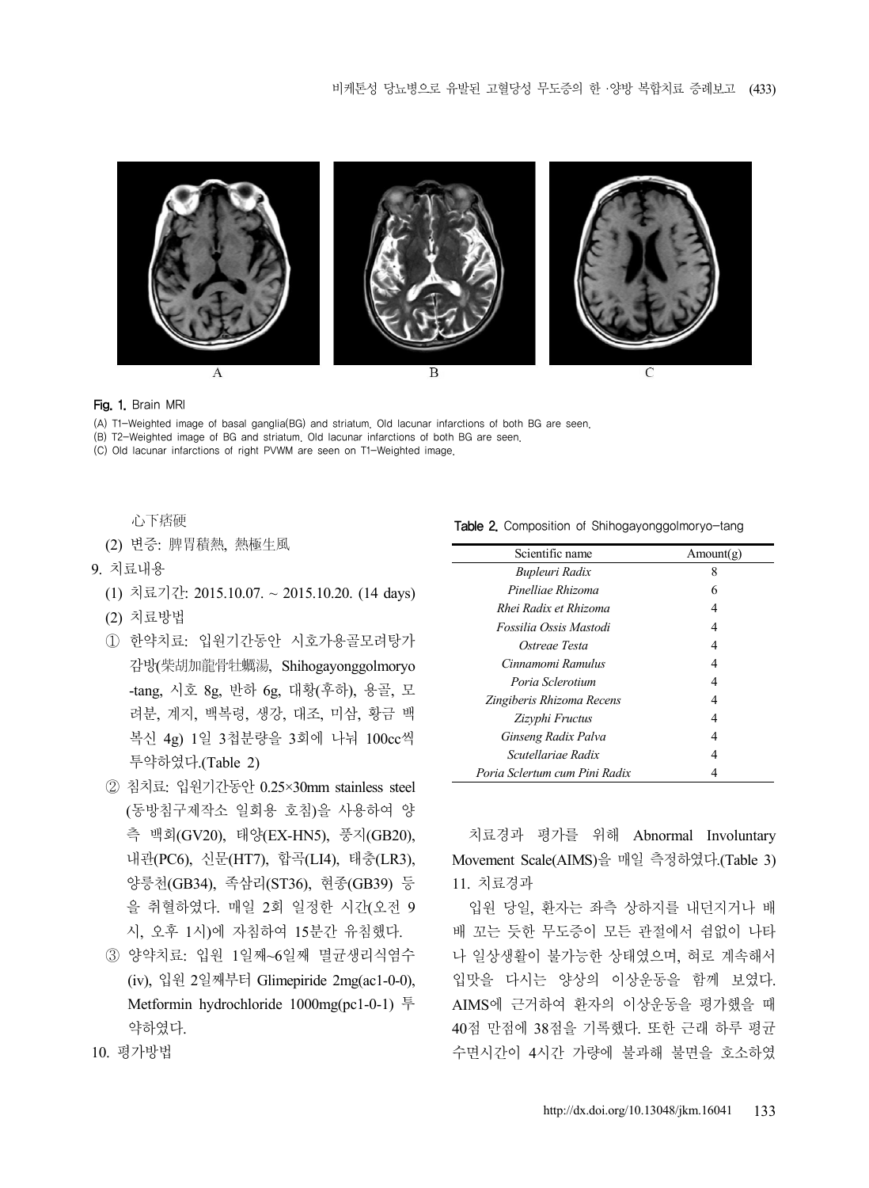Fig. 1. Brain MRI

(A) T1-Weighted image of basal ganglia(BG) and striatum. Old lacunar infarctions of both BG are seen.
(B) T2-Weighted image of BG and striatum. Old lacunar infarctions of both BG are seen.
(C) Old lacunar infarctions of right PVWM are seen on T1-Weighted image.

心下痞硬

(2) 변증: 脾胃積熱, 熱極生風

9. 치료내용

(1) 치료기간: 2015.10.07. ~ 2015.10.20. (14 days)

(2) 치료방법

① 한약치료: 입원기간동안 시호가용골모려탕가감방(柴胡加龍骨牡蠣湯, Shihogayonggolmoryo-tang, 시호 8g, 반하 6g, 대황(후하), 용골, 모려분, 계지, 백복령, 생강, 대조, 미삼, 황금 백복신 4g) 1일 3첩분량을 3회에 나눠 100cc씩 투약하였다.(Table 2)

② 침치료: 입원기간동안 0.25×30mm stainless steel (동방침구제작소 일회용 호침)을 사용하여 양측 백회(GV20), 태양(EX-HN5), 풍지(GB20), 내관(PC6), 신문(HT7), 합곡(LI4), 태충(LR3), 양릉천(GB34), 족삼리(ST36), 현종(GB39) 등을 취혈하였다. 매일 2회 일정한 시간(오전 9시, 오후 1시)에 자침하여 15분간 유침했다.

③ 양약치료: 입원 1일째~6일째 멸균생리식염수 (iv), 입원 2일째부터 Glimepiride 2mg(ac1-0-0), Metformin hydrochloride 1000mg(pc1-0-1) 투약하였다.

10. 평가방법

Table 2. Composition of Shihogayonggolmoryo-tang

| Scientific name | Amount(g) |
|---|---|
| *Bupleuri Radix* | 8 |
| *Pinelliae Rhizoma* | 6 |
| *Rhei Radix et Rhizoma* | 4 |
| *Fossilia Ossis Mastodi* | 4 |
| *Ostreae Testa* | 4 |
| *Cinnamomi Ramulus* | 4 |
| *Poria Sclerotium* | 4 |
| *Zingiberis Rhizoma Recens* | 4 |
| *Zizyphi Fructus* | 4 |
| *Ginseng Radix Palva* | 4 |
| *Scutellariae Radix* | 4 |
| *Poria Sclertum cum Pini Radix* | 4 |

치료경과 평가를 위해 Abnormal Involuntary Movement Scale(AIMS)을 매일 측정하였다.(Table 3)

11. 치료경과

입원 당일, 환자는 좌측 상하지를 내던지거나 배배 꼬는 듯한 무도증이 모든 관절에서 쉼없이 나타나 일상생활이 불가능한 상태였으며, 혀로 계속해서 입맛을 다시는 양상의 이상운동을 함께 보였다. AIMS에 근거하여 환자의 이상운동을 평가했을 때 40점 만점에 38점을 기록했다. 또한 근래 하루 평균 수면시간이 4시간 가량에 불과해 불면을 호소하였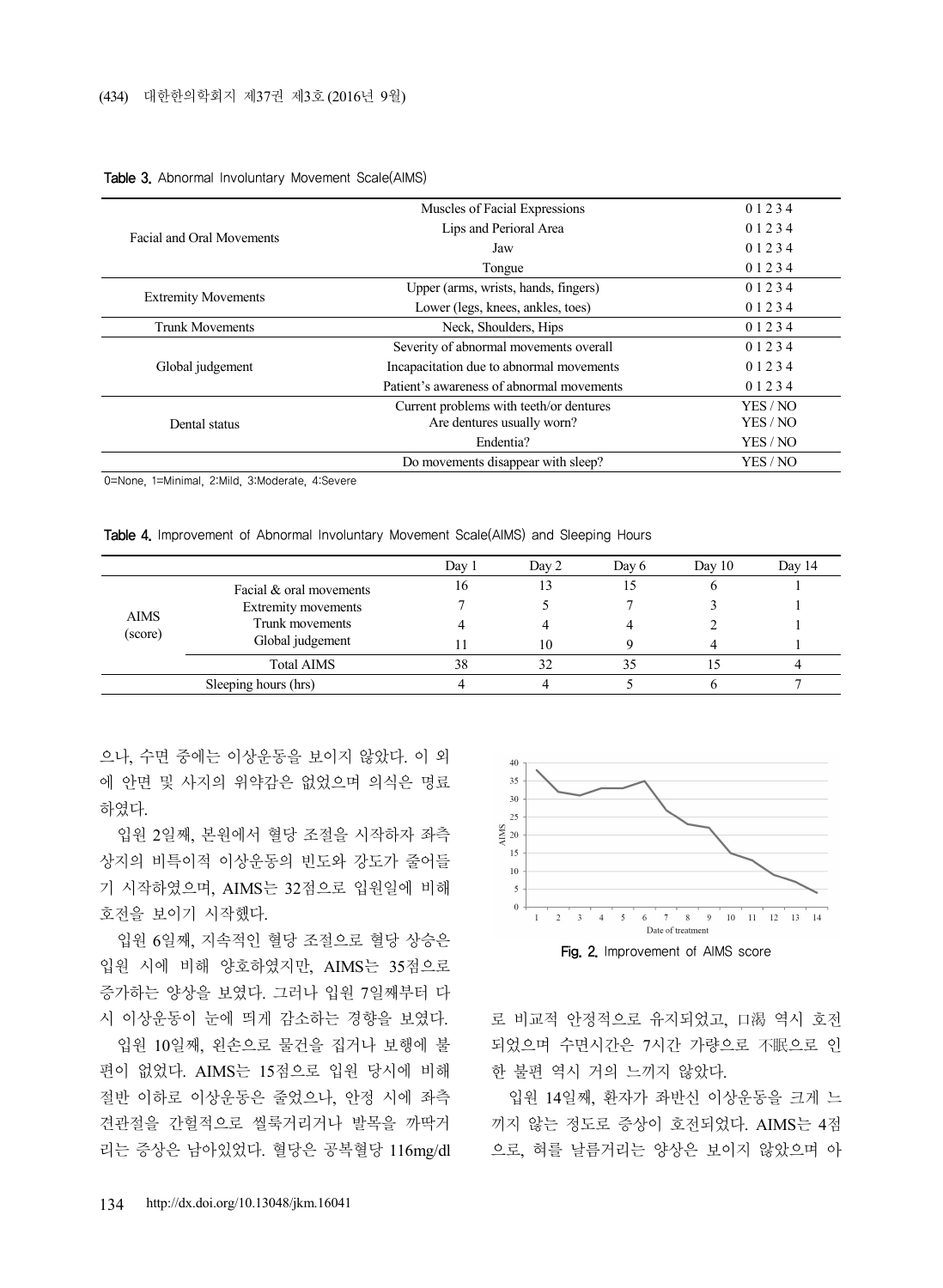Table 3. Abnormal Involuntary Movement Scale(AIMS)

| | | |
|---|---|---|
| Facial and Oral Movements | Muscles of Facial Expressions | 0 1 2 3 4 |
| | Lips and Perioral Area | 0 1 2 3 4 |
| | Jaw | 0 1 2 3 4 |
| | Tongue | 0 1 2 3 4 |
| Extremity Movements | Upper (arms, wrists, hands, fingers) | 0 1 2 3 4 |
| | Lower (legs, knees, ankles, toes) | 0 1 2 3 4 |
| Trunk Movements | Neck, Shoulders, Hips | 0 1 2 3 4 |
| Global judgement | Severity of abnormal movements overall | 0 1 2 3 4 |
| | Incapacitation due to abnormal movements | 0 1 2 3 4 |
| | Patient's awareness of abnormal movements | 0 1 2 3 4 |
| Dental status | Current problems with teeth/or dentures | YES / NO |
| | Are dentures usually worn? | YES / NO |
| | Endentia? | YES / NO |
| | Do movements disappear with sleep? | YES / NO |

0=None, 1=Minimal, 2:Mild, 3:Moderate, 4:Severe

Table 4. Improvement of Abnormal Involuntary Movement Scale(AIMS) and Sleeping Hours

| | | Day 1 | Day 2 | Day 6 | Day 10 | Day 14 |
|---|---|---|---|---|---|---|
| AIMS (score) | Facial & oral movements | 16 | 13 | 15 | 6 | 1 |
| | Extremity movements | 7 | 5 | 7 | 3 | 1 |
| | Trunk movements | 4 | 4 | 4 | 2 | 1 |
| | Global judgement | 11 | 10 | 9 | 4 | 1 |
| | Total AIMS | 38 | 32 | 35 | 15 | 4 |
| Sleeping hours (hrs) | | 4 | 4 | 5 | 6 | 7 |

으나, 수면 중에는 이상운동을 보이지 않았다. 이 외에 안면 및 사지의 위약감은 없었으며 의식은 명료하였다.

입원 2일째, 본원에서 혈당 조절을 시작하자 좌측 상지의 비특이적 이상운동의 빈도와 강도가 줄어들기 시작하였으며, AIMS는 32점으로 입원일에 비해 호전을 보이기 시작했다.

입원 6일째, 지속적인 혈당 조절으로 혈당 상승은 입원 시에 비해 양호하였지만, AIMS는 35점으로 증가하는 양상을 보였다. 그러나 입원 7일째부터 다시 이상운동이 눈에 띄게 감소하는 경향을 보였다.

입원 10일째, 왼손으로 물건을 집거나 보행에 불편이 없었다. AIMS는 15점으로 입원 당시에 비해 절반 이하로 이상운동은 줄었으나, 안정 시에 좌측 견관절을 간헐적으로 씰룩거리거나 발목을 까딱거리는 증상은 남아있었다. 혈당은 공복혈당 116mg/dl로 비교적 안정적으로 유지되었고, 口渴 역시 호전되었으며 수면시간은 7시간 가량으로 不眠으로 인한 불편 역시 거의 느끼지 않았다.

Fig. 2. Improvement of AIMS score

입원 14일째, 환자가 좌반신 이상운동을 크게 느끼지 않는 정도로 증상이 호전되었다. AIMS는 4점으로, 혀를 날름거리는 양상은 보이지 않았으며 아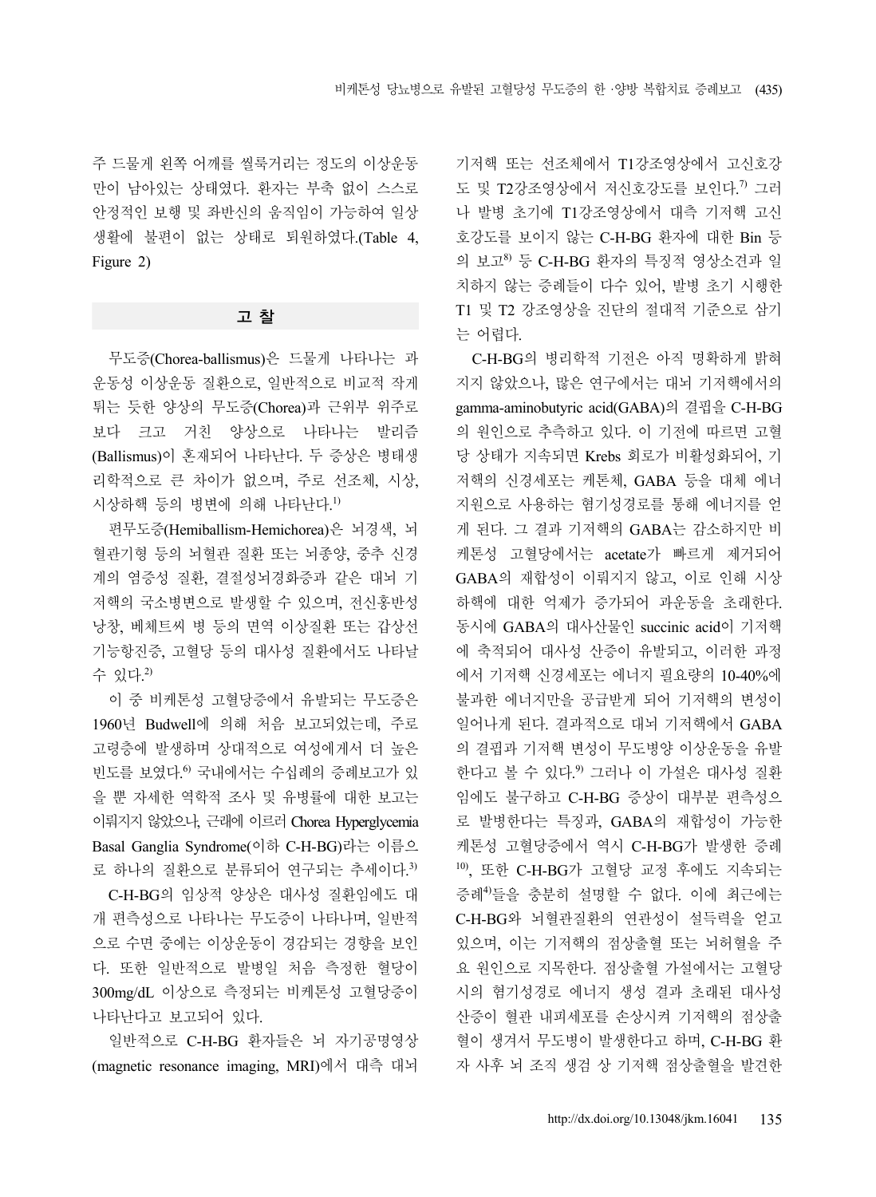주 드물게 왼쪽 어깨를 씰룩거리는 정도의 이상운동만이 남아있는 상태였다. 환자는 부축 없이 스스로 안정적인 보행 및 좌반신의 움직임이 가능하여 일상생활에 불편이 없는 상태로 퇴원하였다.(Table 4, Figure 2)

## 고 찰

무도증(Chorea-ballismus)은 드물게 나타나는 과운동성 이상운동 질환으로, 일반적으로 비교적 작게 튀는 듯한 양상의 무도증(Chorea)과 근위부 위주로 보다 크고 거친 양상으로 나타나는 발리즘(Ballismus)이 혼재되어 나타난다. 두 증상은 병태생리학적으로 큰 차이가 없으며, 주로 선조체, 시상, 시상하핵 등의 병변에 의해 나타난다.[1]

편무도증(Hemiballism-Hemichorea)은 뇌경색, 뇌혈관기형 등의 뇌혈관 질환 또는 뇌종양, 중추 신경계의 염증성 질환, 결절성뇌경화증과 같은 대뇌 기저핵의 국소병변으로 발생할 수 있으며, 전신홍반성낭창, 베체트씨 병 등의 면역 이상질환 또는 갑상선기능항진증, 고혈당 등의 대사성 질환에서도 나타날 수 있다.[2]

이 중 비케톤성 고혈당증에서 유발되는 무도증은 1960년 Budwell에 의해 처음 보고되었는데, 주로 고령층에 발생하며 상대적으로 여성에게서 더 높은 빈도를 보였다.[6] 국내에서는 수십례의 증례보고가 있을 뿐 자세한 역학적 조사 및 유병률에 대한 보고는 이뤄지지 않았으나, 근래에 이르러 Chorea Hyperglycemia Basal Ganglia Syndrome(이하 C-H-BG)라는 이름으로 하나의 질환으로 분류되어 연구되는 추세이다.[3]

C-H-BG의 임상적 양상은 대사성 질환임에도 대개 편측성으로 나타나는 무도증이 나타나며, 일반적으로 수면 중에는 이상운동이 경감되는 경향을 보인다. 또한 일반적으로 발병일 처음 측정한 혈당이 300mg/dL 이상으로 측정되는 비케톤성 고혈당증이 나타난다고 보고되어 있다.

일반적으로 C-H-BG 환자들은 뇌 자기공명영상(magnetic resonance imaging, MRI)에서 대측 대뇌 기저핵 또는 선조체에서 T1강조영상에서 고신호강도 및 T2강조영상에서 저신호강도를 보인다.[7] 그러나 발병 초기에 T1강조영상에서 대측 기저핵 고신호강도를 보이지 않는 C-H-BG 환자에 대한 Bin 등의 보고[8] 등 C-H-BG 환자의 특징적 영상소견과 일치하지 않는 증례들이 다수 있어, 발병 초기 시행한 T1 및 T2 강조영상을 진단의 절대적 기준으로 삼기는 어렵다.

C-H-BG의 병리학적 기전은 아직 명확하게 밝혀지지 않았으나, 많은 연구에서는 대뇌 기저핵에서의 gamma-aminobutyric acid(GABA)의 결핍을 C-H-BG의 원인으로 추측하고 있다. 이 기전에 따르면 고혈당 상태가 지속되면 Krebs 회로가 비활성화되어, 기저핵의 신경세포는 케톤체, GABA 등을 대체 에너지원으로 사용하는 혐기성경로를 통해 에너지를 얻게 된다. 그 결과 기저핵의 GABA는 감소하지만 비케톤성 고혈당에서는 acetate가 빠르게 제거되어 GABA의 재합성이 이뤄지지 않고, 이로 인해 시상하핵에 대한 억제가 증가되어 과운동을 초래한다. 동시에 GABA의 대사산물인 succinic acid이 기저핵에 축적되어 대사성 산증이 유발되고, 이러한 과정에서 기저핵 신경세포는 에너지 필요량의 10-40%에 불과한 에너지만을 공급받게 되어 기저핵의 변성이 일어나게 된다. 결과적으로 대뇌 기저핵에서 GABA의 결핍과 기저핵 변성이 무도병양 이상운동을 유발한다고 볼 수 있다.[9] 그러나 이 가설은 대사성 질환임에도 불구하고 C-H-BG 증상이 대부분 편측성으로 발병한다는 특징과, GABA의 재합성이 가능한 케톤성 고혈당증에서 역시 C-H-BG가 발생한 증례[10], 또한 C-H-BG가 고혈당 교정 후에도 지속되는 증례[4]들을 충분히 설명할 수 없다. 이에 최근에는 C-H-BG와 뇌혈관질환의 연관성이 설득력을 얻고 있으며, 이는 기저핵의 점상출혈 또는 뇌허혈을 주요 원인으로 지목한다. 점상출혈 가설에서는 고혈당 시의 혐기성경로 에너지 생성 결과 초래된 대사성 산증이 혈관 내피세포를 손상시켜 기저핵의 점상출혈이 생겨서 무도병이 발생한다고 하며, C-H-BG 환자 사후 뇌 조직 생검 상 기저핵 점상출혈을 발견한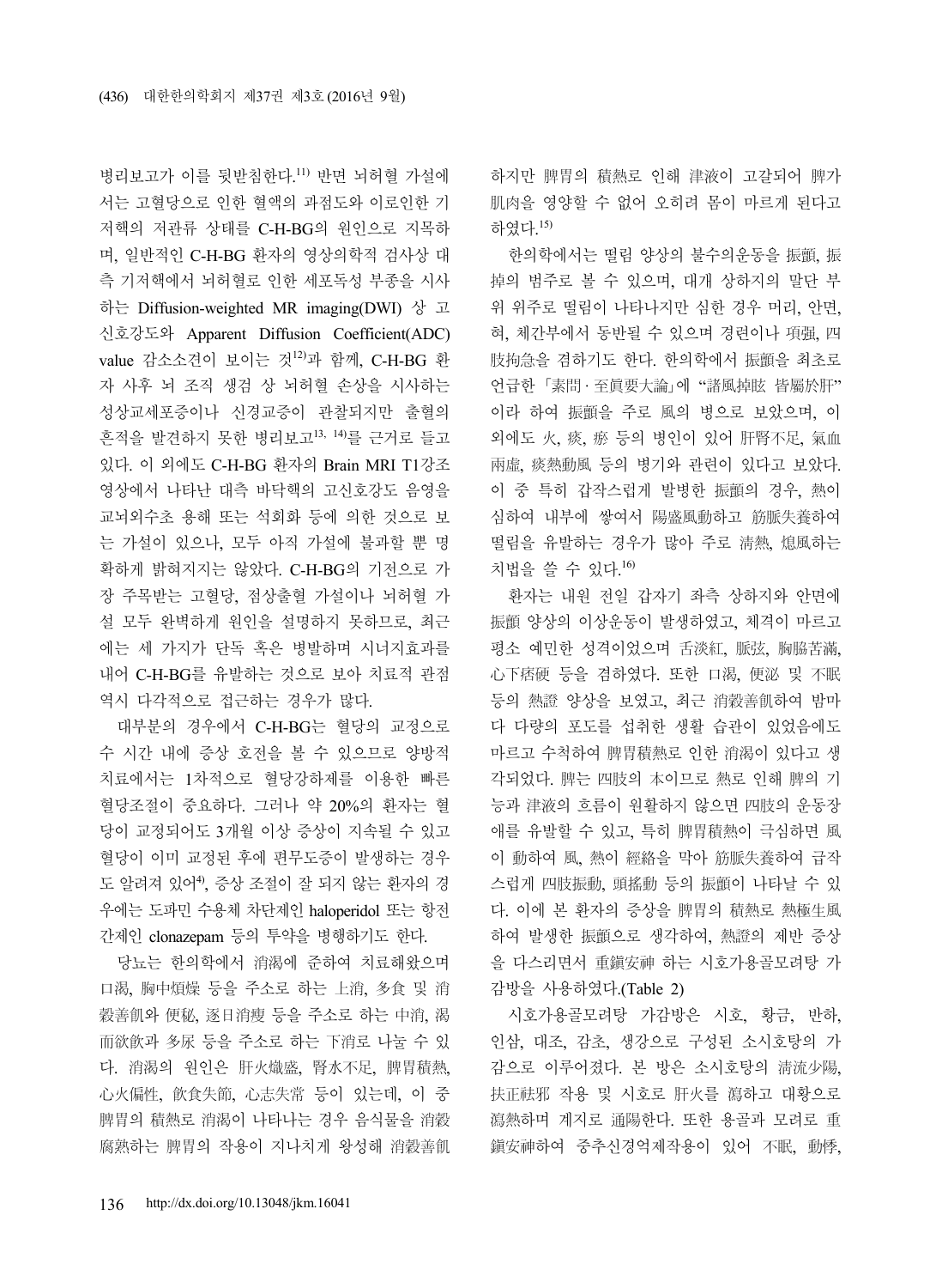병리보고가 이를 뒷받침한다.[11] 반면 뇌허혈 가설에서는 고혈당으로 인한 혈액의 과점도와 이로인한 기저핵의 저관류 상태를 C-H-BG의 원인으로 지목하며, 일반적인 C-H-BG 환자의 영상의학적 검사상 대측 기저핵에서 뇌허혈로 인한 세포독성 부종을 시사하는 Diffusion-weighted MR imaging(DWI) 상 고신호강도와 Apparent Diffusion Coefficient(ADC) value 감소소견이 보이는 것[12]과 함께, C-H-BG 환자 사후 뇌 조직 생검 상 뇌허혈 손상을 시사하는 성상교세포증이나 신경교증이 관찰되지만 출혈의 흔적을 발견하지 못한 병리보고[13, 14]를 근거로 들고 있다. 이 외에도 C-H-BG 환자의 Brain MRI T1강조영상에서 나타난 대측 바닥핵의 고신호강도 음영을 교뇌외수초 용해 또는 석회화 등에 의한 것으로 보는 가설이 있으나, 모두 아직 가설에 불과할 뿐 명확하게 밝혀지지는 않았다. C-H-BG의 기전으로 가장 주목받는 고혈당, 점상출혈 가설이나 뇌허혈 가설 모두 완벽하게 원인을 설명하지 못하므로, 최근에는 세 가지가 단독 혹은 병발하며 시너지효과를 내어 C-H-BG를 유발하는 것으로 보아 치료적 관점 역시 다각적으로 접근하는 경우가 많다.

대부분의 경우에서 C-H-BG는 혈당의 교정으로 수 시간 내에 증상 호전을 볼 수 있으므로 양방적 치료에서는 1차적으로 혈당강하제를 이용한 빠른 혈당조절이 중요하다. 그러나 약 20%의 환자는 혈당이 교정되어도 3개월 이상 증상이 지속될 수 있고 혈당이 이미 교정된 후에 편무도증이 발생하는 경우도 알려져 있어[4], 증상 조절이 잘 되지 않는 환자의 경우에는 도파민 수용체 차단제인 haloperidol 또는 항전간제인 clonazepam 등의 투약을 병행하기도 한다.

당뇨는 한의학에서 消渴에 준하여 치료해왔으며 口渴, 胸中煩燥 등을 주소로 하는 上消, 多食 및 消穀善飢와 便秘, 逐日消瘦 등을 주소로 하는 中消, 渴而欲飮과 多尿 등을 주소로 하는 下消로 나눌 수 있다. 消渴의 원인은 肝火熾盛, 腎水不足, 脾胃積熱, 心火偏性, 飮食失節, 心志失常 등이 있는데, 이 중 脾胃의 積熱로 消渴이 나타나는 경우 음식물을 消穀腐熟하는 脾胃의 작용이 지나치게 왕성해 消穀善飢하지만 脾胃의 積熱로 인해 津液이 고갈되어 脾가 肌肉을 영양할 수 없어 오히려 몸이 마르게 된다고 하였다.[15]

한의학에서는 떨림 양상의 불수의운동을 振顫, 振掉의 범주로 볼 수 있으며, 대개 상하지의 말단 부위 위주로 떨림이 나타나지만 심한 경우 머리, 안면, 혀, 체간부에서 동반될 수 있으며 경련이나 項强, 四肢拘急을 겸하기도 한다. 한의학에서 振顫을 최초로 언급한 「素問 · 至眞要大論」에 "諸風掉眩 皆屬於肝"이라 하여 振顫을 주로 風의 병으로 보았으며, 이 외에도 火, 痰, 瘀 등의 병인이 있어 肝腎不足, 氣血兩虛, 痰熱動風 등의 병기와 관련이 있다고 보았다. 이 중 특히 갑작스럽게 발병한 振顫의 경우, 熱이 심하여 내부에 쌓여서 陽盛風動하고 筋脈失養하여 떨림을 유발하는 경우가 많아 주로 清熱, 熄風하는 치법을 쓸 수 있다.[16]

환자는 내원 전일 갑자기 좌측 상하지와 안면에 振顫 양상의 이상운동이 발생하였고, 체격이 마르고 평소 예민한 성격이었으며 舌淡紅, 脈弦, 胸脇苦滿, 心下痞硬 등을 겸하였다. 또한 口渴, 便泌 및 不眠 등의 熱證 양상을 보였고, 최근 消穀善飢하여 밤마다 다량의 포도를 섭취한 생활 습관이 있었음에도 마르고 수척하여 脾胃積熱로 인한 消渴이 있다고 생각되었다. 脾는 四肢의 本이므로 熱로 인해 脾의 기능과 津液의 흐름이 원활하지 않으면 四肢의 운동장애를 유발할 수 있고, 특히 脾胃積熱이 극심하면 風이 動하여 風, 熱이 經絡을 막아 筋脈失養하여 급작스럽게 四肢振動, 頭搖動 등의 振顫이 나타날 수 있다. 이에 본 환자의 증상을 脾胃의 積熱로 熱極生風하여 발생한 振顫으로 생각하여, 熱證의 제반 증상을 다스리면서 重鎭安神 하는 시호가용골모려탕 가감방을 사용하였다.(Table 2)

시호가용골모려탕 가감방은 시호, 황금, 반하, 인삼, 대조, 감초, 생강으로 구성된 소시호탕의 가감으로 이루어졌다. 본 방은 소시호탕의 清流少陽, 扶正祛邪 작용 및 시호로 肝火를 瀉하고 대황으로 瀉熱하며 계지로 通陽한다. 또한 용골과 모려로 重鎭安神하여 중추신경억제작용이 있어 不眠, 動悸,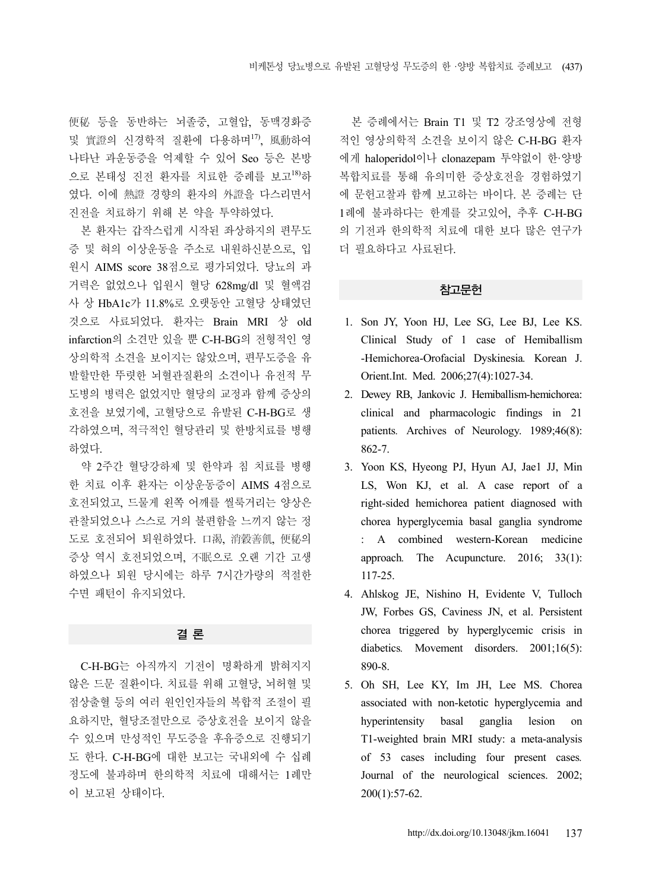便秘 등을 동반하는 뇌졸중, 고혈압, 동맥경화증 및 實證의 신경학적 질환에 다용하며[17], 風動하여 나타난 과운동증을 억제할 수 있어 Seo 등은 본방으로 본태성 진전 환자를 치료한 증례를 보고[18]하였다. 이에 熱證 경향의 환자의 外證을 다스리면서 진전을 치료하기 위해 본 약을 투약하였다.

본 환자는 갑작스럽게 시작된 좌상하지의 편무도증 및 혀의 이상운동을 주소로 내원하신분으로, 입원시 AIMS score 38점으로 평가되었다. 당뇨의 과거력은 없었으나 입원시 혈당 628mg/dl 및 혈액검사 상 HbA1c가 11.8%로 오랫동안 고혈당 상태였던 것으로 사료되었다. 환자는 Brain MRI 상 old infarction의 소견만 있을 뿐 C-H-BG의 전형적인 영상의학적 소견을 보이지는 않았으며, 편무도증을 유발할만한 뚜렷한 뇌혈관질환의 소견이나 유전적 무도병의 병력은 없었지만 혈당의 교정과 함께 증상의 호전을 보였기에, 고혈당으로 유발된 C-H-BG로 생각하였으며, 적극적인 혈당관리 및 한방치료를 병행하였다.

약 2주간 혈당강하제 및 한약과 침 치료를 병행한 치료 이후 환자는 이상운동증이 AIMS 4점으로 호전되었고, 드물게 왼쪽 어깨를 씰룩거리는 양상은 관찰되었으나 스스로 거의 불편함을 느끼지 않는 정도로 호전되어 퇴원하였다. 口渴, 消穀善飢, 便秘의 증상 역시 호전되었으며, 不眠으로 오랜 기간 고생하였으나 퇴원 당시에는 하루 7시간가량의 적절한 수면 패턴이 유지되었다.

## 결 론

C-H-BG는 아직까지 기전이 명확하게 밝혀지지 않은 드문 질환이다. 치료를 위해 고혈당, 뇌허혈 및 점상출혈 등의 여러 원인인자들의 복합적 조절이 필요하지만, 혈당조절만으로 증상호전을 보이지 않을 수 있으며 만성적인 무도증을 후유증으로 진행되기도 한다. C-H-BG에 대한 보고는 국내외에 수 십례 정도에 불과하며 한의학적 치료에 대해서는 1례만이 보고된 상태이다.

본 증례에서는 Brain T1 및 T2 강조영상에 전형적인 영상의학적 소견을 보이지 않은 C-H-BG 환자에게 haloperidol이나 clonazepam 투약없이 한·양방 복합치료를 통해 유의미한 증상호전을 경험하였기에 문헌고찰과 함께 보고하는 바이다. 본 증례는 단 1례에 불과하다는 한계를 갖고있어, 추후 C-H-BG의 기전과 한의학적 치료에 대한 보다 많은 연구가 더 필요하다고 사료된다.

## 참고문헌

1. Son JY, Yoon HJ, Lee SG, Lee BJ, Lee KS. Clinical Study of 1 case of Hemiballism-Hemichorea-Orofacial Dyskinesia. Korean J. Orient.Int. Med. 2006;27(4):1027-34.
2. Dewey RB, Jankovic J. Hemiballism-hemichorea: clinical and pharmacologic findings in 21 patients. Archives of Neurology. 1989;46(8):862-7.
3. Yoon KS, Hyeong PJ, Hyun AJ, Jae1 JJ, Min LS, Won KJ, et al. A case report of a right-sided hemichorea patient diagnosed with chorea hyperglycemia basal ganglia syndrome : A combined western-Korean medicine approach. The Acupuncture. 2016; 33(1):117-25.
4. Ahlskog JE, Nishino H, Evidente V, Tulloch JW, Forbes GS, Caviness JN, et al. Persistent chorea triggered by hyperglycemic crisis in diabetics. Movement disorders. 2001;16(5):890-8.
5. Oh SH, Lee KY, Im JH, Lee MS. Chorea associated with non-ketotic hyperglycemia and hyperintensity basal ganglia lesion on T1-weighted brain MRI study: a meta-analysis of 53 cases including four present cases. Journal of the neurological sciences. 2002;200(1):57-62.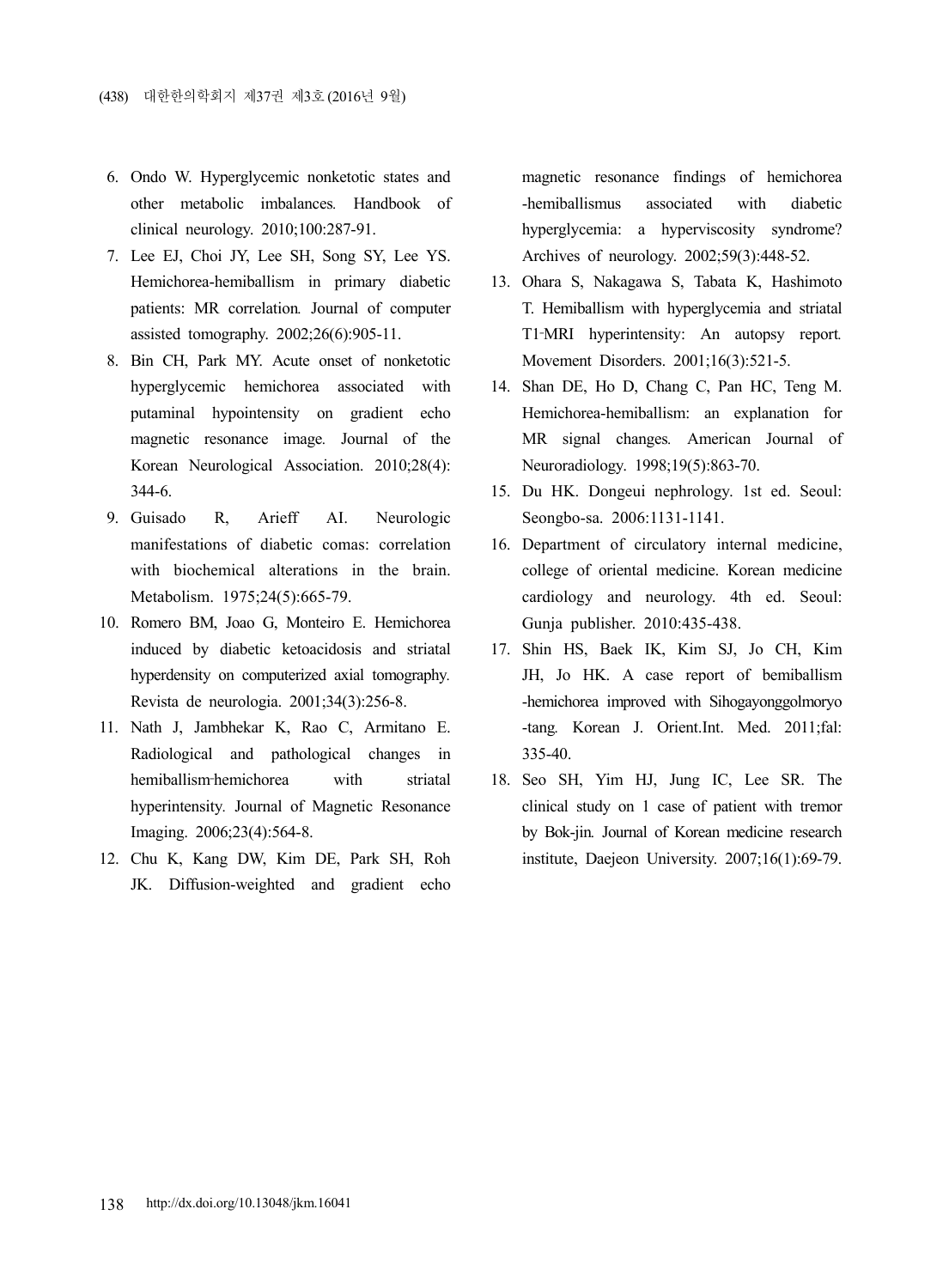6. Ondo W. Hyperglycemic nonketotic states and other metabolic imbalances. Handbook of clinical neurology. 2010;100:287-91.
7. Lee EJ, Choi JY, Lee SH, Song SY, Lee YS. Hemichorea-hemiballism in primary diabetic patients: MR correlation. Journal of computer assisted tomography. 2002;26(6):905-11.
8. Bin CH, Park MY. Acute onset of nonketotic hyperglycemic hemichorea associated with putaminal hypointensity on gradient echo magnetic resonance image. Journal of the Korean Neurological Association. 2010;28(4): 344-6.
9. Guisado R, Arieff AI. Neurologic manifestations of diabetic comas: correlation with biochemical alterations in the brain. Metabolism. 1975;24(5):665-79.
10. Romero BM, Joao G, Monteiro E. Hemichorea induced by diabetic ketoacidosis and striatal hyperdensity on computerized axial tomography. Revista de neurologia. 2001;34(3):256-8.
11. Nath J, Jambhekar K, Rao C, Armitano E. Radiological and pathological changes in hemiballism-hemichorea with striatal hyperintensity. Journal of Magnetic Resonance Imaging. 2006;23(4):564-8.
12. Chu K, Kang DW, Kim DE, Park SH, Roh JK. Diffusion-weighted and gradient echo magnetic resonance findings of hemichorea -hemiballismus associated with diabetic hyperglycemia: a hyperviscosity syndrome? Archives of neurology. 2002;59(3):448-52.
13. Ohara S, Nakagawa S, Tabata K, Hashimoto T. Hemiballism with hyperglycemia and striatal T1-MRI hyperintensity: An autopsy report. Movement Disorders. 2001;16(3):521-5.
14. Shan DE, Ho D, Chang C, Pan HC, Teng M. Hemichorea-hemiballism: an explanation for MR signal changes. American Journal of Neuroradiology. 1998;19(5):863-70.
15. Du HK. Dongeui nephrology. 1st ed. Seoul: Seongbo-sa. 2006:1131-1141.
16. Department of circulatory internal medicine, college of oriental medicine. Korean medicine cardiology and neurology. 4th ed. Seoul: Gunja publisher. 2010:435-438.
17. Shin HS, Baek IK, Kim SJ, Jo CH, Kim JH, Jo HK. A case report of bemiballism -hemichorea improved with Sihogayonggolmoryo -tang. Korean J. Orient.Int. Med. 2011;fal: 335-40.
18. Seo SH, Yim HJ, Jung IC, Lee SR. The clinical study on 1 case of patient with tremor by Bok-jin. Journal of Korean medicine research institute, Daejeon University. 2007;16(1):69-79.